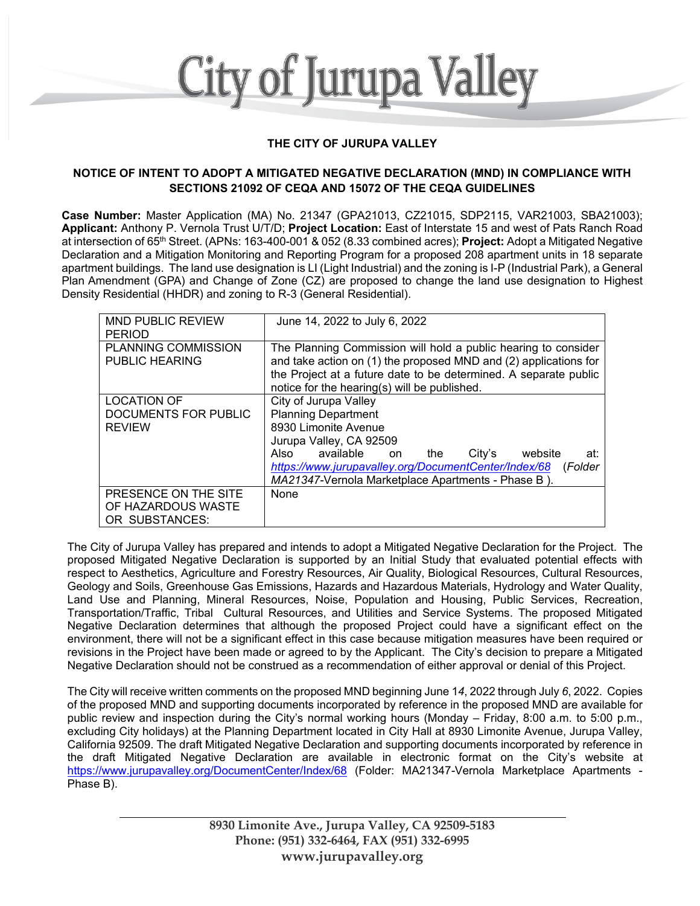# City of Jurupa Valley

## THE CITY OF JURUPA VALLEY

### NOTICE OF INTENT TO ADOPT A MITIGATED NEGATIVE DECLARATION (MND) IN COMPLIANCE WITH SECTIONS 21092 OF CEQA AND 15072 OF THE CEQA GUIDELINES

**Case Number:** Master Application (MA) No. 21347 (GPA21013, CZ21015, SDP2115, VAR21003, SBA21003); **Applicant:** Anthony P. Vernola Trust U/T/D; **Project Location:** East of Interstate 15 and west of Pats Ranch Road at intersection of 65th Street. (APNs: 163-400-001 & 052 (8.33 combined acres); **Project:** Adopt a Mitigated Negative Declaration and a Mitigation Monitoring and Reporting Program for a proposed 208 apartment units in 18 separate apartment buildings. The land use designation is LI (Light Industrial) and the zoning is I-P (Industrial Park), a General Plan Amendment (GPA) and Change of Zone (CZ) are proposed to change the land use designation to Highest Density Residential (HHDR) and zoning to R-3 (General Residential).

| | |
|---|---|
| MND PUBLIC REVIEW PERIOD | June 14, 2022 to July 6, 2022 |
| PLANNING COMMISSION PUBLIC HEARING | The Planning Commission will hold a public hearing to consider and take action on (1) the proposed MND and (2) applications for the Project at a future date to be determined. A separate public notice for the hearing(s) will be published. |
| LOCATION OF DOCUMENTS FOR PUBLIC REVIEW | City of Jurupa Valley<br>Planning Department<br>8930 Limonite Avenue<br>Jurupa Valley, CA 92509<br>Also available on the City's website at: *https://www.jurupavalley.org/DocumentCenter/Index/68* (*Folder MA21347*-Vernola Marketplace Apartments - Phase B ). |
| PRESENCE ON THE SITE OF HAZARDOUS WASTE OR SUBSTANCES: | None |

The City of Jurupa Valley has prepared and intends to adopt a Mitigated Negative Declaration for the Project. The proposed Mitigated Negative Declaration is supported by an Initial Study that evaluated potential effects with respect to Aesthetics, Agriculture and Forestry Resources, Air Quality, Biological Resources, Cultural Resources, Geology and Soils, Greenhouse Gas Emissions, Hazards and Hazardous Materials, Hydrology and Water Quality, Land Use and Planning, Mineral Resources, Noise, Population and Housing, Public Services, Recreation, Transportation/Traffic, Tribal Cultural Resources, and Utilities and Service Systems. The proposed Mitigated Negative Declaration determines that although the proposed Project could have a significant effect on the environment, there will not be a significant effect in this case because mitigation measures have been required or revisions in the Project have been made or agreed to by the Applicant. The City's decision to prepare a Mitigated Negative Declaration should not be construed as a recommendation of either approval or denial of this Project.

The City will receive written comments on the proposed MND beginning June 1*4*, 2022 through July *6*, 2022. Copies of the proposed MND and supporting documents incorporated by reference in the proposed MND are available for public review and inspection during the City's normal working hours (Monday – Friday, 8:00 a.m. to 5:00 p.m., excluding City holidays) at the Planning Department located in City Hall at 8930 Limonite Avenue, Jurupa Valley, California 92509. The draft Mitigated Negative Declaration and supporting documents incorporated by reference in the draft Mitigated Negative Declaration are available in electronic format on the City's website at https://www.jurupavalley.org/DocumentCenter/Index/68 (Folder: MA21347-Vernola Marketplace Apartments - Phase B).

**8930 Limonite Ave., Jurupa Valley, CA 92509-5183**
**Phone: (951) 332-6464, FAX (951) 332-6995**
**www.jurupavalley.org**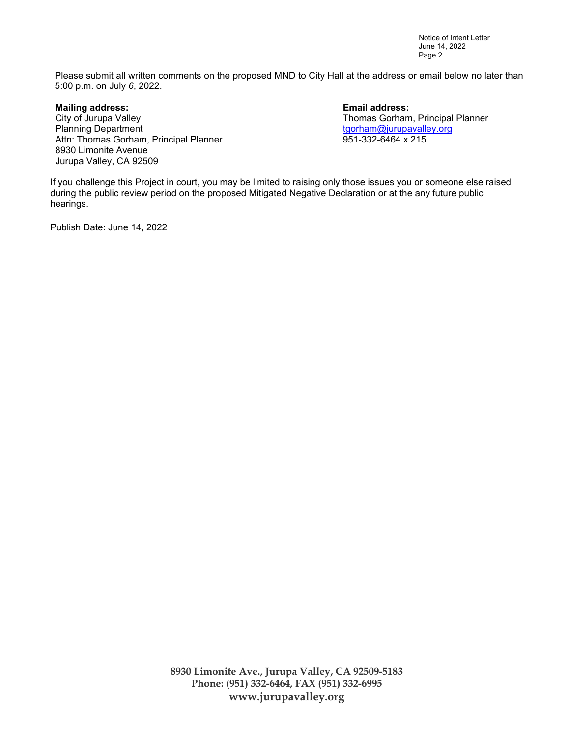Please submit all written comments on the proposed MND to City Hall at the address or email below no later than 5:00 p.m. on July *6*, 2022.

**Mailing address:**
City of Jurupa Valley
Planning Department
Attn: Thomas Gorham, Principal Planner
8930 Limonite Avenue
Jurupa Valley, CA 92509

**Email address:**
Thomas Gorham, Principal Planner
tgorham@jurupavalley.org
951-332-6464 x 215

If you challenge this Project in court, you may be limited to raising only those issues you or someone else raised during the public review period on the proposed Mitigated Negative Declaration or at the any future public hearings.

Publish Date: June 14, 2022